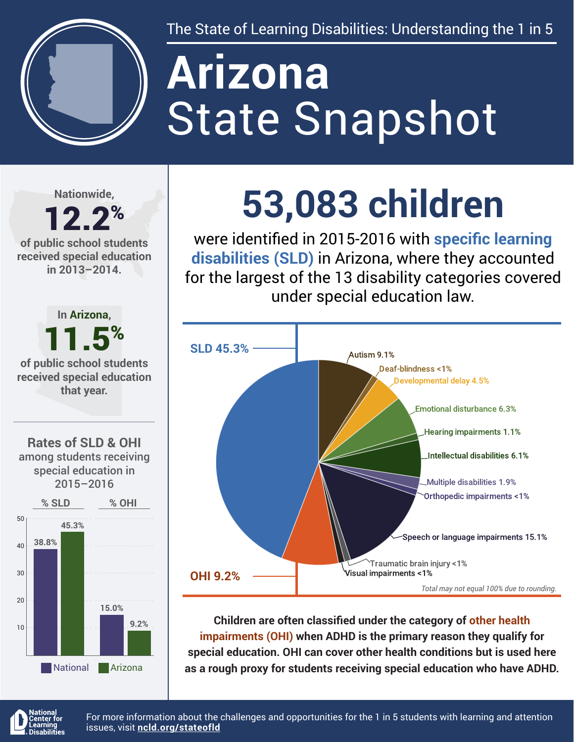The State of Learning Disabilities: Understanding the 1 in 5

# Arizona State Snapshot

Nationwide, **12.2%** of public school students received special education in 2013–2014.

In Arizona, **11.5%** of public school students received special education that year.

## 53,083 children

were identified in 2015-2016 with **specific learning disabilities (SLD)** in Arizona, where they accounted for the largest of the 13 disability categories covered under special education law.

| Category | Percentage |
|---|---|
| SLD | 45.3% |
| OHI | 9.2% |
| Autism | 9.1% |
| Deaf-blindness | <1% |
| Developmental delay | 4.5% |
| Emotional disturbance | 6.3% |
| Hearing impairments | 1.1% |
| Intellectual disabilities | 6.1% |
| Multiple disabilities | 1.9% |
| Orthopedic impairments | <1% |
| Speech or language impairments | 15.1% |
| Traumatic brain injury | <1% |
| Visual impairments | <1% |

*Total may not equal 100% due to rounding.*

### Rates of SLD & OHI among students receiving special education in 2015–2016

| | National | Arizona |
|---|---|---|
| % SLD | 38.8% | 45.3% |
| % OHI | 15.0% | 9.2% |

**Children are often classified under the category of other health impairments (OHI) when ADHD is the primary reason they qualify for special education. OHI can cover other health conditions but is used here as a rough proxy for students receiving special education who have ADHD.**

National Center for Learning Disabilities

For more information about the challenges and opportunities for the 1 in 5 students with learning and attention issues, visit **ncld.org/stateofld**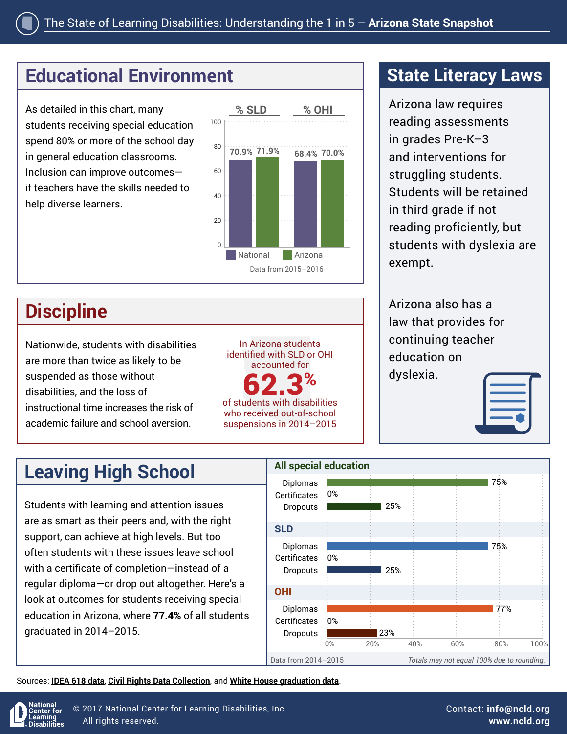# The State of Learning Disabilities: Understanding the 1 in 5 – **Arizona State Snapshot**

## Educational Environment

As detailed in this chart, many students receiving special education spend 80% or more of the school day in general education classrooms. Inclusion can improve outcomes—if teachers have the skills needed to help diverse learners.

% SLD
% OHI
100
80
60
40
20
0
70.9% 71.9%
68.4% 70.0%
National
Arizona
Data from 2015–2016

## Discipline

Nationwide, students with disabilities are more than twice as likely to be suspended as those without disabilities, and the loss of instructional time increases the risk of academic failure and school aversion.

In Arizona students identified with SLD or OHI accounted for **62.3%** of students with disabilities who received out-of-school suspensions in 2014–2015

## State Literacy Laws

Arizona law requires reading assessments in grades Pre-K–3 and interventions for struggling students. Students will be retained in third grade if not reading proficiently, but students with dyslexia are exempt.

Arizona also has a law that provides for continuing teacher education on dyslexia.

## Leaving High School

Students with learning and attention issues are as smart as their peers and, with the right support, can achieve at high levels. But too often students with these issues leave school with a certificate of completion—instead of a regular diploma—or drop out altogether. Here's a look at outcomes for students receiving special education in Arizona, where **77.4%** of all students graduated in 2014–2015.

**All special education**
Diplomas 75%
Certificates 0%
Dropouts 25%

**SLD**
Diplomas 75%
Certificates 0%
Dropouts 25%

**OHI**
Diplomas 77%
Certificates 0%
Dropouts 23%

0% 20% 40% 60% 80% 100%

Data from 2014–2015

*Totals may not equal 100% due to rounding.*

Sources: **IDEA 618 data**, **Civil Rights Data Collection**, and **White House graduation data**.

National Center for Learning Disabilities

© 2017 National Center for Learning Disabilities, Inc. All rights reserved.

Contact: **info@ncld.org** **www.ncld.org**